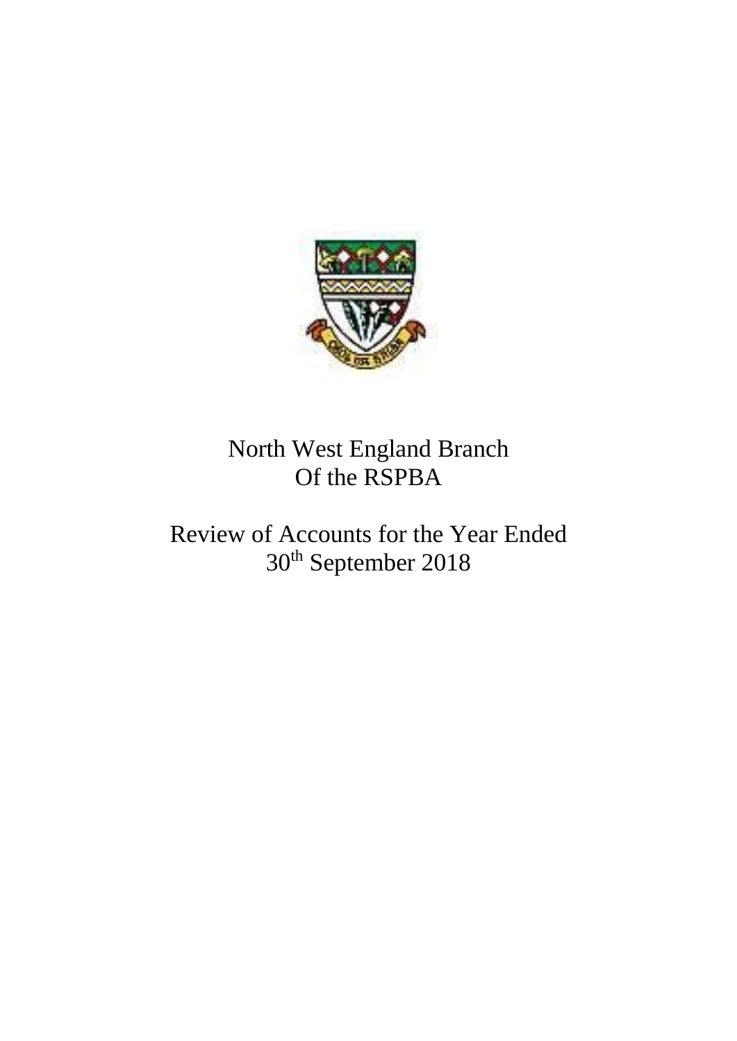# North West England Branch
# Of the RSPBA

## Review of Accounts for the Year Ended 30th September 2018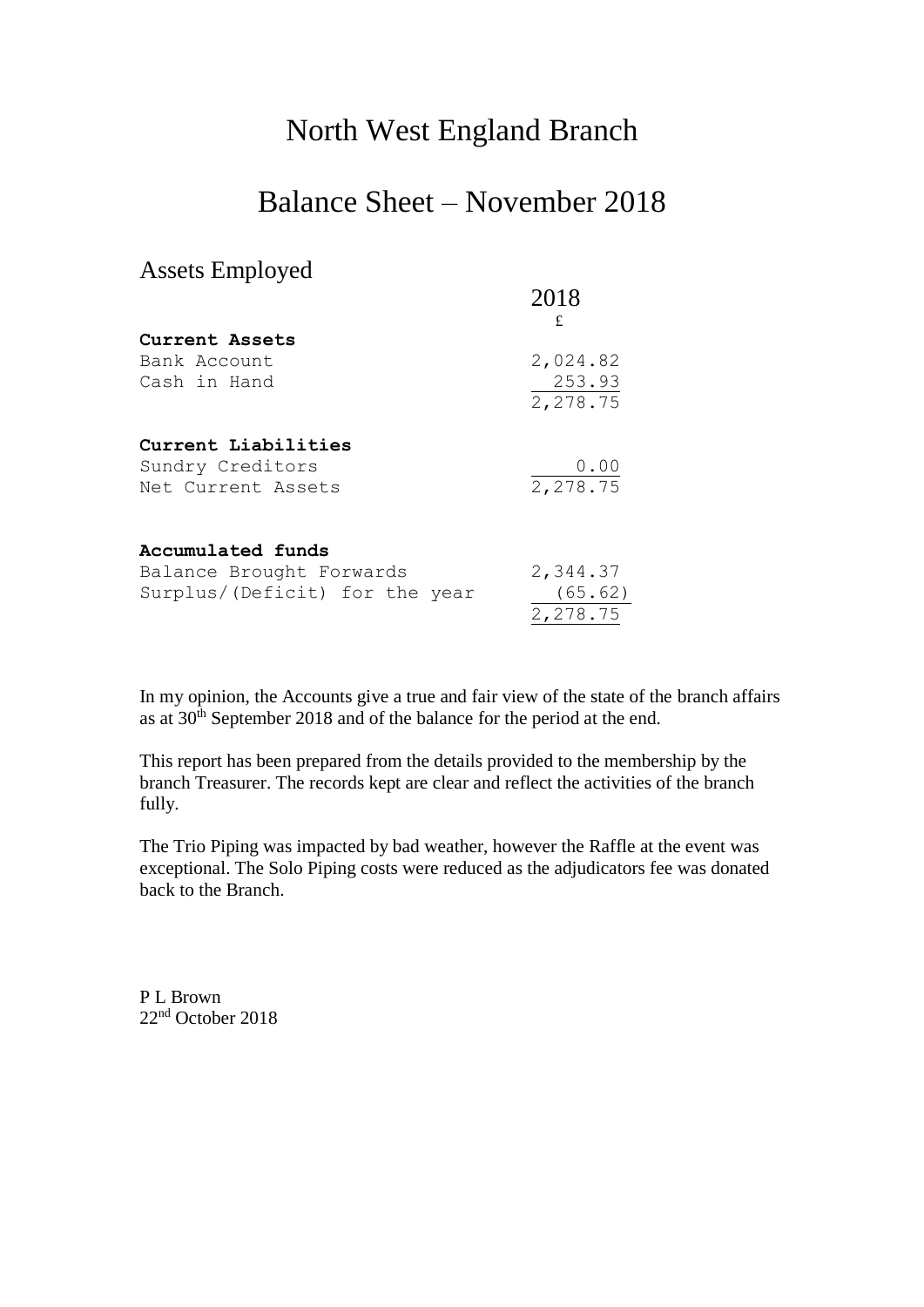# North West England Branch

# Balance Sheet – November 2018

## Assets Employed

| | 2018 £ |
|---|---|
| **Current Assets** | |
| Bank Account | 2,024.82 |
| Cash in Hand | 253.93 |
| | 2,278.75 |
| | |
| **Current Liabilities** | |
| Sundry Creditors | 0.00 |
| Net Current Assets | 2,278.75 |
| | |
| **Accumulated funds** | |
| Balance Brought Forwards | 2,344.37 |
| Surplus/(Deficit) for the year | (65.62) |
| | 2,278.75 |

In my opinion, the Accounts give a true and fair view of the state of the branch affairs as at 30th September 2018 and of the balance for the period at the end.

This report has been prepared from the details provided to the membership by the branch Treasurer. The records kept are clear and reflect the activities of the branch fully.

The Trio Piping was impacted by bad weather, however the Raffle at the event was exceptional. The Solo Piping costs were reduced as the adjudicators fee was donated back to the Branch.

P L Brown
22nd October 2018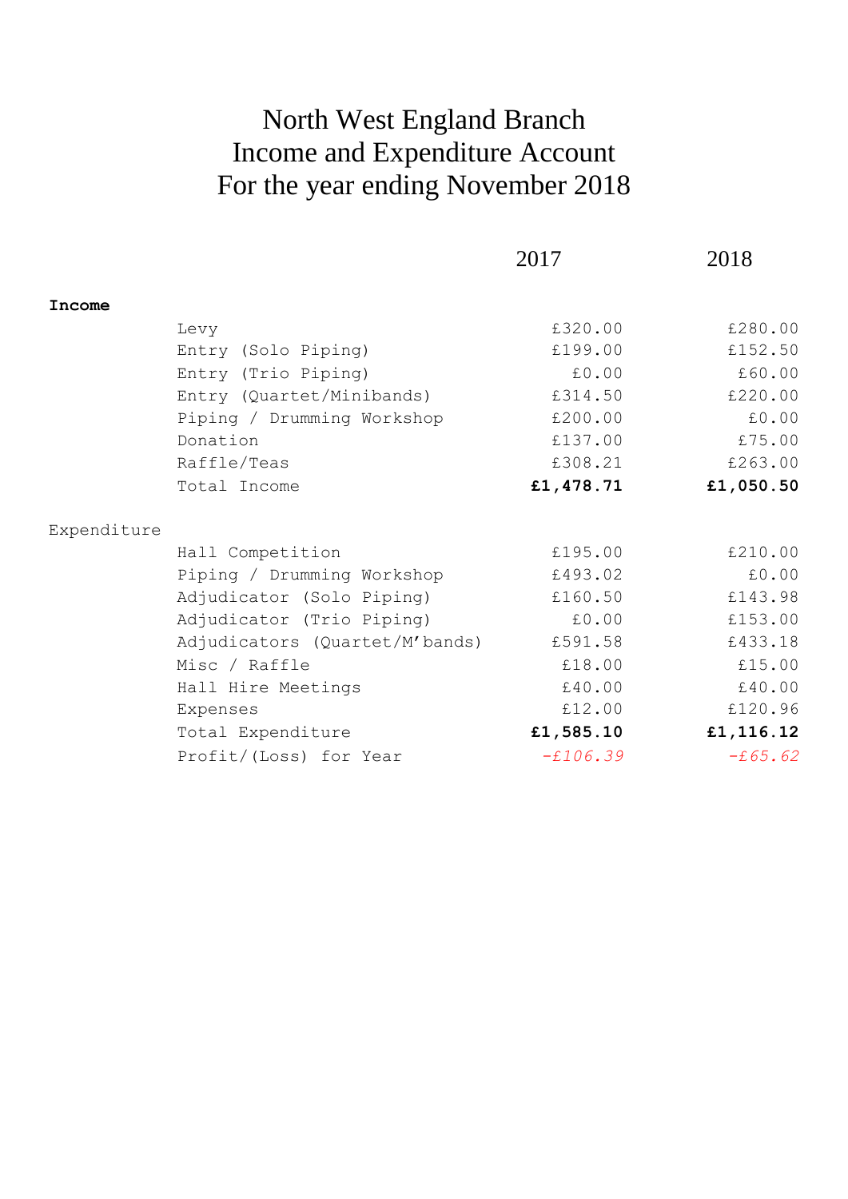# North West England Branch
# Income and Expenditure Account
# For the year ending November 2018

| | | 2017 | 2018 |
|---|---|---|---|
| **Income** | | | |
| | Levy | £320.00 | £280.00 |
| | Entry (Solo Piping) | £199.00 | £152.50 |
| | Entry (Trio Piping) | £0.00 | £60.00 |
| | Entry (Quartet/Minibands) | £314.50 | £220.00 |
| | Piping / Drumming Workshop | £200.00 | £0.00 |
| | Donation | £137.00 | £75.00 |
| | Raffle/Teas | £308.21 | £263.00 |
| | Total Income | **£1,478.71** | **£1,050.50** |
| Expenditure | | | |
| | Hall Competition | £195.00 | £210.00 |
| | Piping / Drumming Workshop | £493.02 | £0.00 |
| | Adjudicator (Solo Piping) | £160.50 | £143.98 |
| | Adjudicator (Trio Piping) | £0.00 | £153.00 |
| | Adjudicators (Quartet/M'bands) | £591.58 | £433.18 |
| | Misc / Raffle | £18.00 | £15.00 |
| | Hall Hire Meetings | £40.00 | £40.00 |
| | Expenses | £12.00 | £120.96 |
| | Total Expenditure | **£1,585.10** | **£1,116.12** |
| | Profit/(Loss) for Year | *-£106.39* | *-£65.62* |